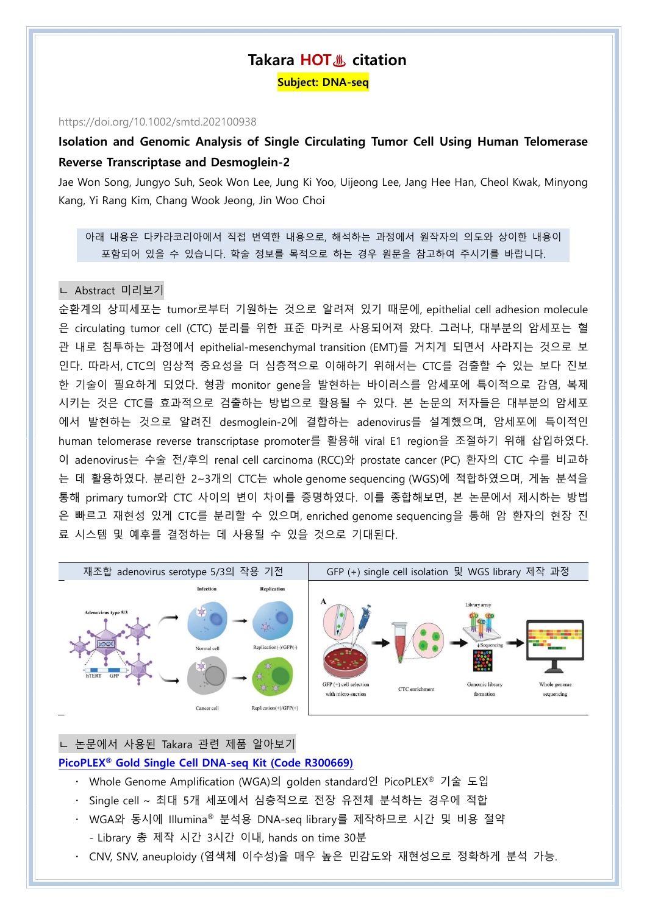# Takara HOT♨ citation

**Subject: DNA-seq**

https://doi.org/10.1002/smtd.202100938

**Isolation and Genomic Analysis of Single Circulating Tumor Cell Using Human Telomerase Reverse Transcriptase and Desmoglein-2**

Jae Won Song, Jungyo Suh, Seok Won Lee, Jung Ki Yoo, Uijeong Lee, Jang Hee Han, Cheol Kwak, Minyong Kang, Yi Rang Kim, Chang Wook Jeong, Jin Woo Choi

> 아래 내용은 다카라코리아에서 직접 번역한 내용으로, 해석하는 과정에서 원작자의 의도와 상이한 내용이 포함되어 있을 수 있습니다. 학술 정보를 목적으로 하는 경우 원문을 참고하여 주시기를 바랍니다.

## ㄴ Abstract 미리보기

순환계의 상피세포는 tumor로부터 기원하는 것으로 알려져 있기 때문에, epithelial cell adhesion molecule은 circulating tumor cell (CTC) 분리를 위한 표준 마커로 사용되어져 왔다. 그러나, 대부분의 암세포는 혈관 내로 침투하는 과정에서 epithelial-mesenchymal transition (EMT)를 거치게 되면서 사라지는 것으로 보인다. 따라서, CTC의 임상적 중요성을 더 심층적으로 이해하기 위해서는 CTC를 검출할 수 있는 보다 진보한 기술이 필요하게 되었다. 형광 monitor gene을 발현하는 바이러스를 암세포에 특이적으로 감염, 복제 시키는 것은 CTC를 효과적으로 검출하는 방법으로 활용될 수 있다. 본 논문의 저자들은 대부분의 암세포에서 발현하는 것으로 알려진 desmoglein-2에 결합하는 adenovirus를 설계했으며, 암세포에 특이적인 human telomerase reverse transcriptase promoter를 활용해 viral E1 region을 조절하기 위해 삽입하였다. 이 adenovirus는 수술 전/후의 renal cell carcinoma (RCC)와 prostate cancer (PC) 환자의 CTC 수를 비교하는 데 활용하였다. 분리한 2~3개의 CTC는 whole genome sequencing (WGS)에 적합하였으며, 게놈 분석을 통해 primary tumor와 CTC 사이의 변이 차이를 증명하였다. 이를 종합해보면, 본 논문에서 제시하는 방법은 빠르고 재현성 있게 CTC를 분리할 수 있으며, enriched genome sequencing을 통해 암 환자의 현장 진료 시스템 및 예후를 결정하는 데 사용될 수 있을 것으로 기대된다.

| 재조합 adenovirus serotype 5/3의 작용 기전 | GFP (+) single cell isolation 및 WGS library 제작 과정 |
| --- | --- |
| Adenovirus type 5/3, hTERT, GFP, Infection, Replication, Normal cell, Replication(-)/GFP(-), Cancer cell, Replication(+)/GFP(+) | A, GFP (+) cell selection with micro-suction, CTC enrichment, Library array, Sequencing, Genomic library formation, Whole genome sequencing |

## ㄴ 논문에서 사용된 Takara 관련 제품 알아보기

**PicoPLEX® Gold Single Cell DNA-seq Kit (Code R300669)**

- Whole Genome Amplification (WGA)의 golden standard인 PicoPLEX® 기술 도입
- Single cell ~ 최대 5개 세포에서 심층적으로 전장 유전체 분석하는 경우에 적합
- WGA와 동시에 Illumina® 분석용 DNA-seq library를 제작하므로 시간 및 비용 절약
  - Library 총 제작 시간 3시간 이내, hands on time 30분
- CNV, SNV, aneuploidy (염색체 이수성)을 매우 높은 민감도와 재현성으로 정확하게 분석 가능.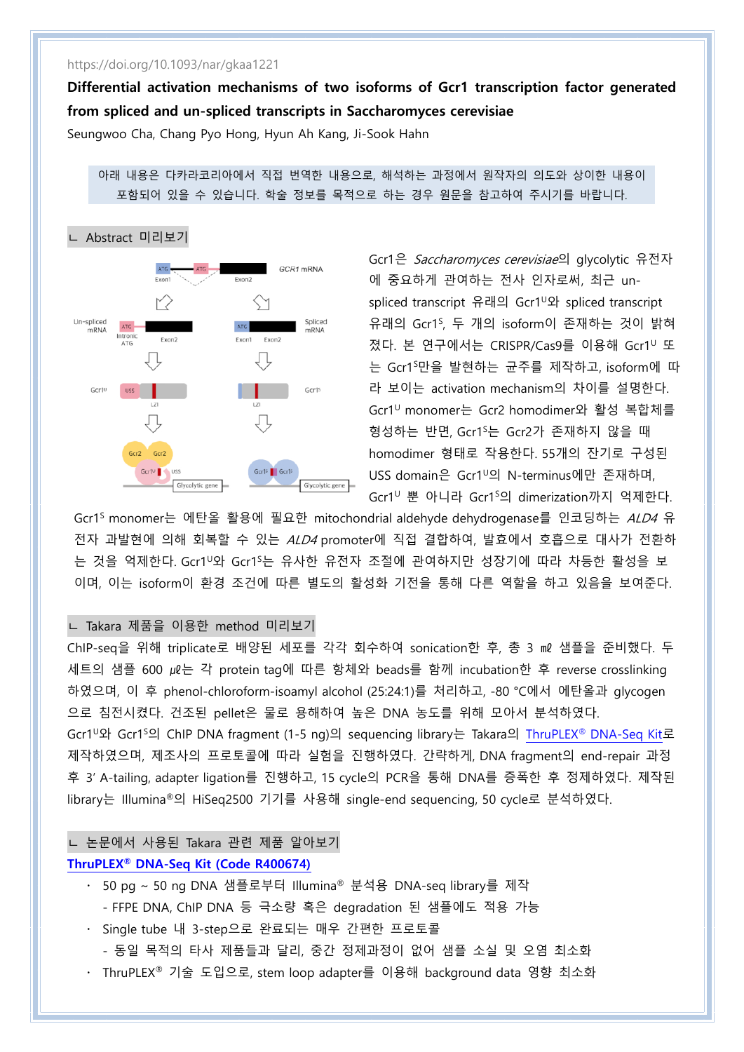https://doi.org/10.1093/nar/gkaa1221

**Differential activation mechanisms of two isoforms of Gcr1 transcription factor generated from spliced and un-spliced transcripts in Saccharomyces cerevisiae**

Seungwoo Cha, Chang Pyo Hong, Hyun Ah Kang, Ji-Sook Hahn

아래 내용은 다카라코리아에서 직접 번역한 내용으로, 해석하는 과정에서 원작자의 의도와 상이한 내용이 포함되어 있을 수 있습니다. 학술 정보를 목적으로 하는 경우 원문을 참고하여 주시기를 바랍니다.

## ㄴ Abstract 미리보기

Gcr1은 *Saccharomyces cerevisiae*의 glycolytic 유전자에 중요하게 관여하는 전사 인자로써, 최근 un-spliced transcript 유래의 $Gcr1^{U}$와 spliced transcript 유래의 $Gcr1^{S}$, 두 개의 isoform이 존재하는 것이 밝혀졌다. 본 연구에서는 CRISPR/Cas9를 이용해 $Gcr1^{U}$ 또는 $Gcr1^{S}$만을 발현하는 균주를 제작하고, isoform에 따라 보이는 activation mechanism의 차이를 설명한다. $Gcr1^{U}$ monomer는 Gcr2 homodimer와 활성 복합체를 형성하는 반면, $Gcr1^{S}$는 Gcr2가 존재하지 않을 때 homodimer 형태로 작용한다. 55개의 잔기로 구성된 USS domain은 $Gcr1^{U}$의 N-terminus에만 존재하며, $Gcr1^{U}$ 뿐 아니라 $Gcr1^{S}$의 dimerization까지 억제한다. $Gcr1^{S}$ monomer는 에탄올 활용에 필요한 mitochondrial aldehyde dehydrogenase를 인코딩하는 *ALD4* 유전자 과발현에 의해 회복할 수 있는 *ALD4* promoter에 직접 결합하여, 발효에서 호흡으로 대사가 전환하는 것을 억제한다. $Gcr1^{U}$와 $Gcr1^{S}$는 유사한 유전자 조절에 관여하지만 성장기에 따라 차등한 활성을 보이며, 이는 isoform이 환경 조건에 따른 별도의 활성화 기전을 통해 다른 역할을 하고 있음을 보여준다.

## ㄴ Takara 제품을 이용한 method 미리보기

ChIP-seq을 위해 triplicate로 배양된 세포를 각각 회수하여 sonication한 후, 총 3 ㎖ 샘플을 준비했다. 두 세트의 샘플 600 ㎕는 각 protein tag에 따른 항체와 beads를 함께 incubation한 후 reverse crosslinking 하였으며, 이 후 phenol-chloroform-isoamyl alcohol (25:24:1)를 처리하고, -80 °C에서 에탄올과 glycogen으로 침전시켰다. 건조된 pellet은 물로 용해하여 높은 DNA 농도를 위해 모아서 분석하였다.

$Gcr1^{U}$와 $Gcr1^{S}$의 ChIP DNA fragment (1-5 ng)의 sequencing library는 Takara의 ThruPLEX® DNA-Seq Kit로 제작하였으며, 제조사의 프로토콜에 따라 실험을 진행하였다. 간략하게, DNA fragment의 end-repair 과정 후 3' A-tailing, adapter ligation를 진행하고, 15 cycle의 PCR을 통해 DNA를 증폭한 후 정제하였다. 제작된 library는 Illumina®의 HiSeq2500 기기를 사용해 single-end sequencing, 50 cycle로 분석하였다.

## ㄴ 논문에서 사용된 Takara 관련 제품 알아보기

**ThruPLEX® DNA-Seq Kit (Code R400674)**

- 50 pg ~ 50 ng DNA 샘플로부터 Illumina® 분석용 DNA-seq library를 제작
  - FFPE DNA, ChIP DNA 등 극소량 혹은 degradation 된 샘플에도 적용 가능
- Single tube 내 3-step으로 완료되는 매우 간편한 프로토콜
  - 동일 목적의 타사 제품들과 달리, 중간 정제과정이 없어 샘플 소실 및 오염 최소화
- ThruPLEX® 기술 도입으로, stem loop adapter를 이용해 background data 영향 최소화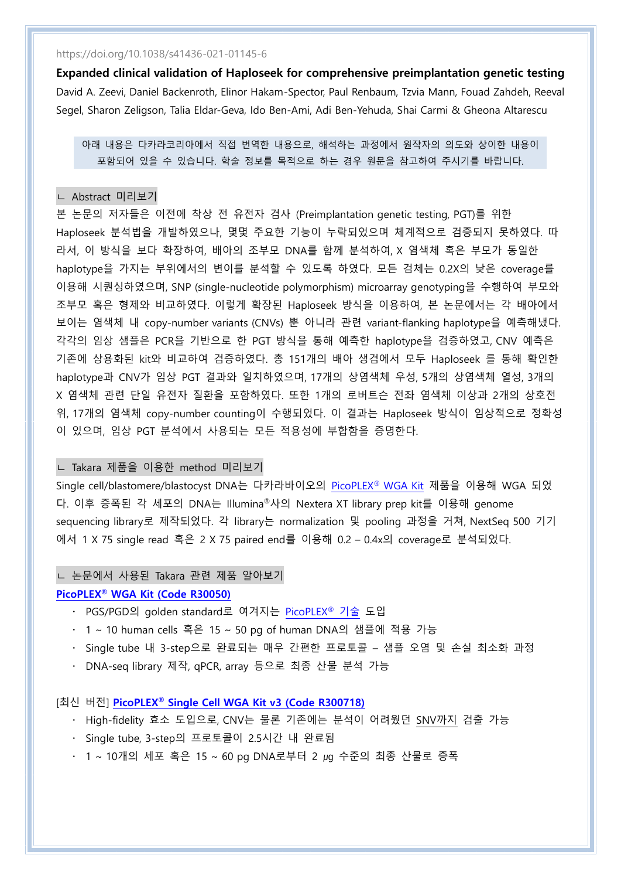https://doi.org/10.1038/s41436-021-01145-6

**Expanded clinical validation of Haploseek for comprehensive preimplantation genetic testing**

David A. Zeevi, Daniel Backenroth, Elinor Hakam-Spector, Paul Renbaum, Tzvia Mann, Fouad Zahdeh, Reeval Segel, Sharon Zeligson, Talia Eldar-Geva, Ido Ben-Ami, Adi Ben-Yehuda, Shai Carmi & Gheona Altarescu

아래 내용은 다카라코리아에서 직접 번역한 내용으로, 해석하는 과정에서 원작자의 의도와 상이한 내용이 포함되어 있을 수 있습니다. 학술 정보를 목적으로 하는 경우 원문을 참고하여 주시기를 바랍니다.

## ㄴ Abstract 미리보기

본 논문의 저자들은 이전에 착상 전 유전자 검사 (Preimplantation genetic testing, PGT)를 위한 Haploseek 분석법을 개발하였으나, 몇몇 주요한 기능이 누락되었으며 체계적으로 검증되지 못하였다. 따라서, 이 방식을 보다 확장하여, 배아의 조부모 DNA를 함께 분석하여, X 염색체 혹은 부모가 동일한 haplotype을 가지는 부위에서의 변이를 분석할 수 있도록 하였다. 모든 검체는 0.2X의 낮은 coverage를 이용해 시퀀싱하였으며, SNP (single-nucleotide polymorphism) microarray genotyping을 수행하여 부모와 조부모 혹은 형제와 비교하였다. 이렇게 확장된 Haploseek 방식을 이용하여, 본 논문에서는 각 배아에서 보이는 염색체 내 copy-number variants (CNVs) 뿐 아니라 관련 variant-flanking haplotype을 예측해냈다. 각각의 임상 샘플은 PCR을 기반으로 한 PGT 방식을 통해 예측한 haplotype을 검증하였고, CNV 예측은 기존에 상용화된 kit와 비교하여 검증하였다. 총 151개의 배아 생검에서 모두 Haploseek 를 통해 확인한 haplotype과 CNV가 임상 PGT 결과와 일치하였으며, 17개의 상염색체 우성, 5개의 상염색체 열성, 3개의 X 염색체 관련 단일 유전자 질환을 포함하였다. 또한 1개의 로버트슨 전좌 염색체 이상과 2개의 상호전위, 17개의 염색체 copy-number counting이 수행되었다. 이 결과는 Haploseek 방식이 임상적으로 정확성이 있으며, 임상 PGT 분석에서 사용되는 모든 적용성에 부합함을 증명한다.

## ㄴ Takara 제품을 이용한 method 미리보기

Single cell/blastomere/blastocyst DNA는 다카라바이오의 PicoPLEX® WGA Kit 제품을 이용해 WGA 되었다. 이후 증폭된 각 세포의 DNA는 Illumina®사의 Nextera XT library prep kit를 이용해 genome sequencing library로 제작되었다. 각 library는 normalization 및 pooling 과정을 거쳐, NextSeq 500 기기에서 1 X 75 single read 혹은 2 X 75 paired end를 이용해 0.2 – 0.4x의 coverage로 분석되었다.

## ㄴ 논문에서 사용된 Takara 관련 제품 알아보기

**PicoPLEX® WGA Kit (Code R30050)**

- PGS/PGD의 golden standard로 여겨지는 PicoPLEX® 기술 도입
- 1 ~ 10 human cells 혹은 15 ~ 50 pg of human DNA의 샘플에 적용 가능
- Single tube 내 3-step으로 완료되는 매우 간편한 프로토콜 – 샘플 오염 및 손실 최소화 과정
- DNA-seq library 제작, qPCR, array 등으로 최종 산물 분석 가능

[최신 버전] **PicoPLEX® Single Cell WGA Kit v3 (Code R300718)**

- High-fidelity 효소 도입으로, CNV는 물론 기존에는 분석이 어려웠던 SNV까지 검출 가능
- Single tube, 3-step의 프로토콜이 2.5시간 내 완료됨
- 1 ~ 10개의 세포 혹은 15 ~ 60 pg DNA로부터 2 ㎍ 수준의 최종 산물로 증폭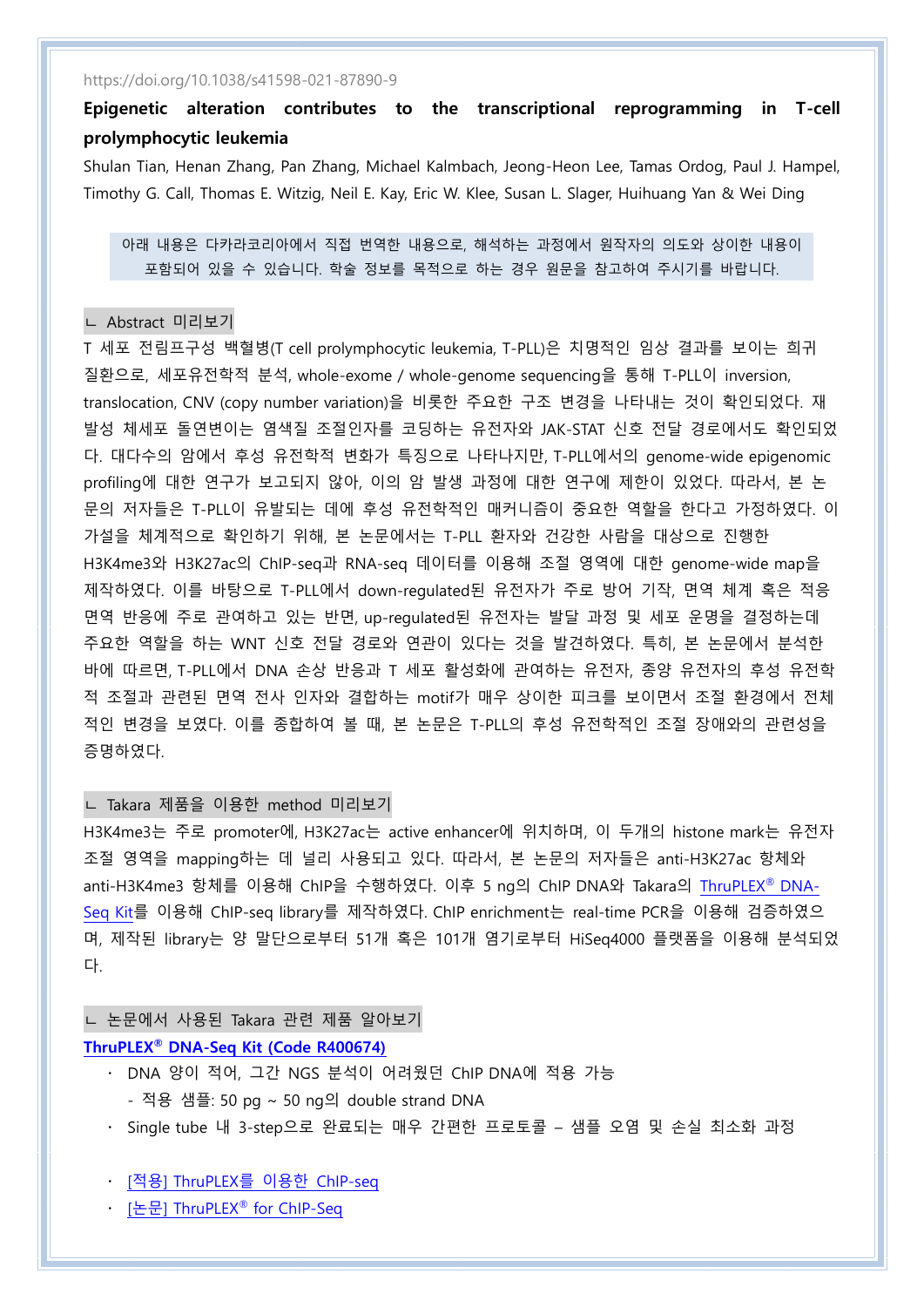https://doi.org/10.1038/s41598-021-87890-9

**Epigenetic alteration contributes to the transcriptional reprogramming in T-cell prolymphocytic leukemia**

Shulan Tian, Henan Zhang, Pan Zhang, Michael Kalmbach, Jeong-Heon Lee, Tamas Ordog, Paul J. Hampel, Timothy G. Call, Thomas E. Witzig, Neil E. Kay, Eric W. Klee, Susan L. Slager, Huihuang Yan & Wei Ding

아래 내용은 다카라코리아에서 직접 번역한 내용으로, 해석하는 과정에서 원작자의 의도와 상이한 내용이 포함되어 있을 수 있습니다. 학술 정보를 목적으로 하는 경우 원문을 참고하여 주시기를 바랍니다.

### ㄴ Abstract 미리보기

T 세포 전림프구성 백혈병(T cell prolymphocytic leukemia, T-PLL)은 치명적인 임상 결과를 보이는 희귀 질환으로, 세포유전학적 분석, whole-exome / whole-genome sequencing을 통해 T-PLL이 inversion, translocation, CNV (copy number variation)을 비롯한 주요한 구조 변경을 나타내는 것이 확인되었다. 재발성 체세포 돌연변이는 염색질 조절인자를 코딩하는 유전자와 JAK-STAT 신호 전달 경로에서도 확인되었다. 대다수의 암에서 후성 유전학적 변화가 특징으로 나타나지만, T-PLL에서의 genome-wide epigenomic profiling에 대한 연구가 보고되지 않아, 이의 암 발생 과정에 대한 연구에 제한이 있었다. 따라서, 본 논문의 저자들은 T-PLL이 유발되는 데에 후성 유전학적인 매커니즘이 중요한 역할을 한다고 가정하였다. 이 가설을 체계적으로 확인하기 위해, 본 논문에서는 T-PLL 환자와 건강한 사람을 대상으로 진행한 H3K4me3와 H3K27ac의 ChIP-seq과 RNA-seq 데이터를 이용해 조절 영역에 대한 genome-wide map을 제작하였다. 이를 바탕으로 T-PLL에서 down-regulated된 유전자가 주로 방어 기작, 면역 체계 혹은 적응 면역 반응에 주로 관여하고 있는 반면, up-regulated된 유전자는 발달 과정 및 세포 운명을 결정하는데 주요한 역할을 하는 WNT 신호 전달 경로와 연관이 있다는 것을 발견하였다. 특히, 본 논문에서 분석한 바에 따르면, T-PLL에서 DNA 손상 반응과 T 세포 활성화에 관여하는 유전자, 종양 유전자의 후성 유전학적 조절과 관련된 면역 전사 인자와 결합하는 motif가 매우 상이한 피크를 보이면서 조절 환경에서 전체적인 변경을 보였다. 이를 종합하여 볼 때, 본 논문은 T-PLL의 후성 유전학적인 조절 장애와의 관련성을 증명하였다.

### ㄴ Takara 제품을 이용한 method 미리보기

H3K4me3는 주로 promoter에, H3K27ac는 active enhancer에 위치하며, 이 두개의 histone mark는 유전자 조절 영역을 mapping하는 데 널리 사용되고 있다. 따라서, 본 논문의 저자들은 anti-H3K27ac 항체와 anti-H3K4me3 항체를 이용해 ChIP을 수행하였다. 이후 5 ng의 ChIP DNA와 Takara의 ThruPLEX® DNA-Seq Kit를 이용해 ChIP-seq library를 제작하였다. ChIP enrichment는 real-time PCR을 이용해 검증하였으며, 제작된 library는 양 말단으로부터 51개 혹은 101개 염기로부터 HiSeq4000 플랫폼을 이용해 분석되었다.

### ㄴ 논문에서 사용된 Takara 관련 제품 알아보기

**ThruPLEX® DNA-Seq Kit (Code R400674)**

- DNA 양이 적어, 그간 NGS 분석이 어려웠던 ChIP DNA에 적용 가능
  - 적용 샘플: 50 pg ~ 50 ng의 double strand DNA
- Single tube 내 3-step으로 완료되는 매우 간편한 프로토콜 – 샘플 오염 및 손실 최소화 과정

- [적용] ThruPLEX를 이용한 ChIP-seq
- [논문] ThruPLEX® for ChIP-Seq